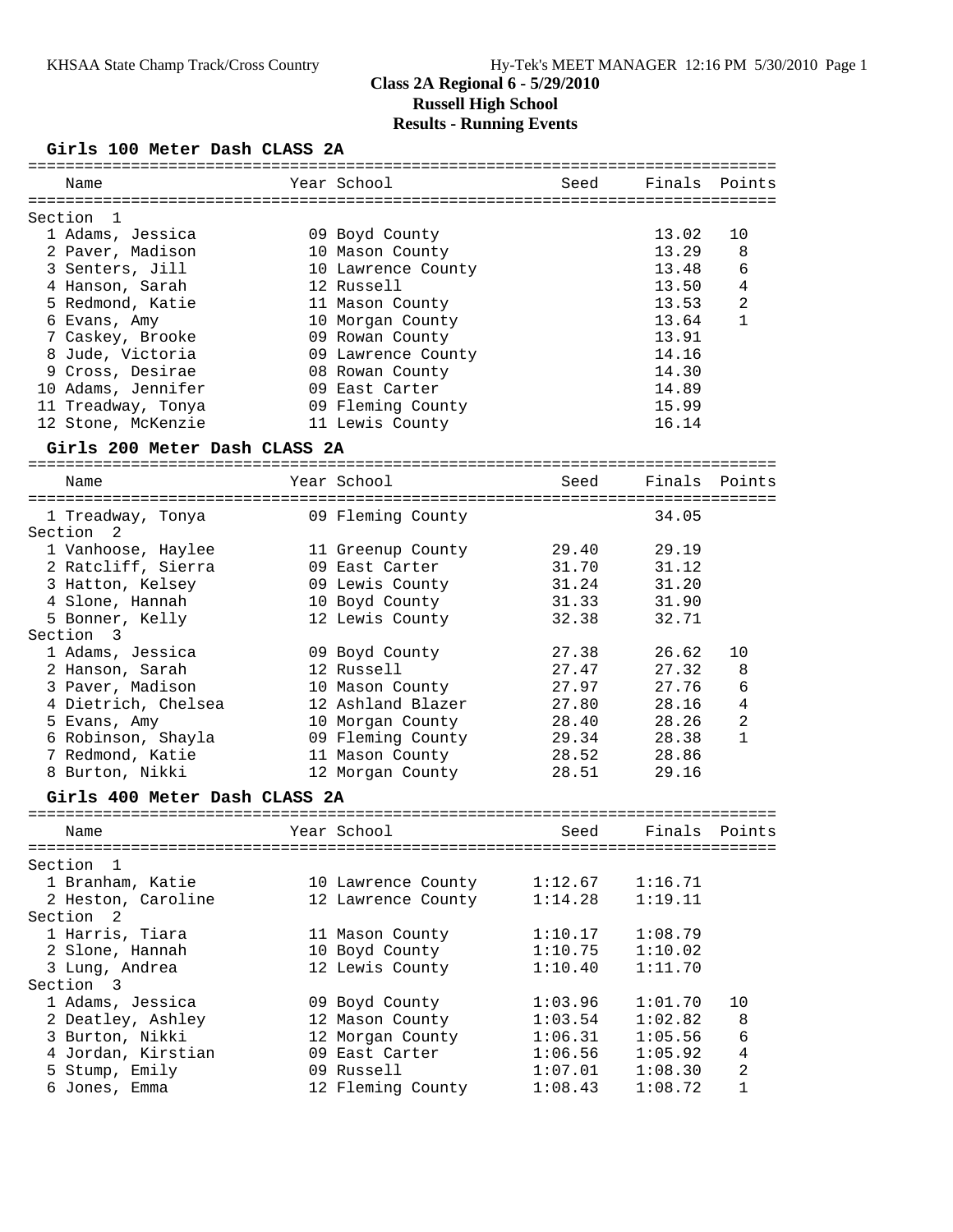# Class 2A Regional 6 - 5/29/2010
## Russell High School
## Results - Running Events

### Girls 100 Meter Dash CLASS 2A

| Name | Year | School | Seed | Finals | Points |
|---|---|---|---|---|---|
| **Section 1** | | | | | |
| 1 Adams, Jessica | 09 | Boyd County | | 13.02 | 10 |
| 2 Paver, Madison | 10 | Mason County | | 13.29 | 8 |
| 3 Senters, Jill | 10 | Lawrence County | | 13.48 | 6 |
| 4 Hanson, Sarah | 12 | Russell | | 13.50 | 4 |
| 5 Redmond, Katie | 11 | Mason County | | 13.53 | 2 |
| 6 Evans, Amy | 10 | Morgan County | | 13.64 | 1 |
| 7 Caskey, Brooke | 09 | Rowan County | | 13.91 | |
| 8 Jude, Victoria | 09 | Lawrence County | | 14.16 | |
| 9 Cross, Desirae | 08 | Rowan County | | 14.30 | |
| 10 Adams, Jennifer | 09 | East Carter | | 14.89 | |
| 11 Treadway, Tonya | 09 | Fleming County | | 15.99 | |
| 12 Stone, McKenzie | 11 | Lewis County | | 16.14 | |

### Girls 200 Meter Dash CLASS 2A

| Name | Year | School | Seed | Finals | Points |
|---|---|---|---|---|---|
| 1 Treadway, Tonya | 09 | Fleming County | | 34.05 | |
| **Section 2** | | | | | |
| 1 Vanhoose, Haylee | 11 | Greenup County | 29.40 | 29.19 | |
| 2 Ratcliff, Sierra | 09 | East Carter | 31.70 | 31.12 | |
| 3 Hatton, Kelsey | 09 | Lewis County | 31.24 | 31.20 | |
| 4 Slone, Hannah | 10 | Boyd County | 31.33 | 31.90 | |
| 5 Bonner, Kelly | 12 | Lewis County | 32.38 | 32.71 | |
| **Section 3** | | | | | |
| 1 Adams, Jessica | 09 | Boyd County | 27.38 | 26.62 | 10 |
| 2 Hanson, Sarah | 12 | Russell | 27.47 | 27.32 | 8 |
| 3 Paver, Madison | 10 | Mason County | 27.97 | 27.76 | 6 |
| 4 Dietrich, Chelsea | 12 | Ashland Blazer | 27.80 | 28.16 | 4 |
| 5 Evans, Amy | 10 | Morgan County | 28.40 | 28.26 | 2 |
| 6 Robinson, Shayla | 09 | Fleming County | 29.34 | 28.38 | 1 |
| 7 Redmond, Katie | 11 | Mason County | 28.52 | 28.86 | |
| 8 Burton, Nikki | 12 | Morgan County | 28.51 | 29.16 | |

### Girls 400 Meter Dash CLASS 2A

| Name | Year | School | Seed | Finals | Points |
|---|---|---|---|---|---|
| **Section 1** | | | | | |
| 1 Branham, Katie | 10 | Lawrence County | 1:12.67 | 1:16.71 | |
| 2 Heston, Caroline | 12 | Lawrence County | 1:14.28 | 1:19.11 | |
| **Section 2** | | | | | |
| 1 Harris, Tiara | 11 | Mason County | 1:10.17 | 1:08.79 | |
| 2 Slone, Hannah | 10 | Boyd County | 1:10.75 | 1:10.02 | |
| 3 Lung, Andrea | 12 | Lewis County | 1:10.40 | 1:11.70 | |
| **Section 3** | | | | | |
| 1 Adams, Jessica | 09 | Boyd County | 1:03.96 | 1:01.70 | 10 |
| 2 Deatley, Ashley | 12 | Mason County | 1:03.54 | 1:02.82 | 8 |
| 3 Burton, Nikki | 12 | Morgan County | 1:06.31 | 1:05.56 | 6 |
| 4 Jordan, Kirstian | 09 | East Carter | 1:06.56 | 1:05.92 | 4 |
| 5 Stump, Emily | 09 | Russell | 1:07.01 | 1:08.30 | 2 |
| 6 Jones, Emma | 12 | Fleming County | 1:08.43 | 1:08.72 | 1 |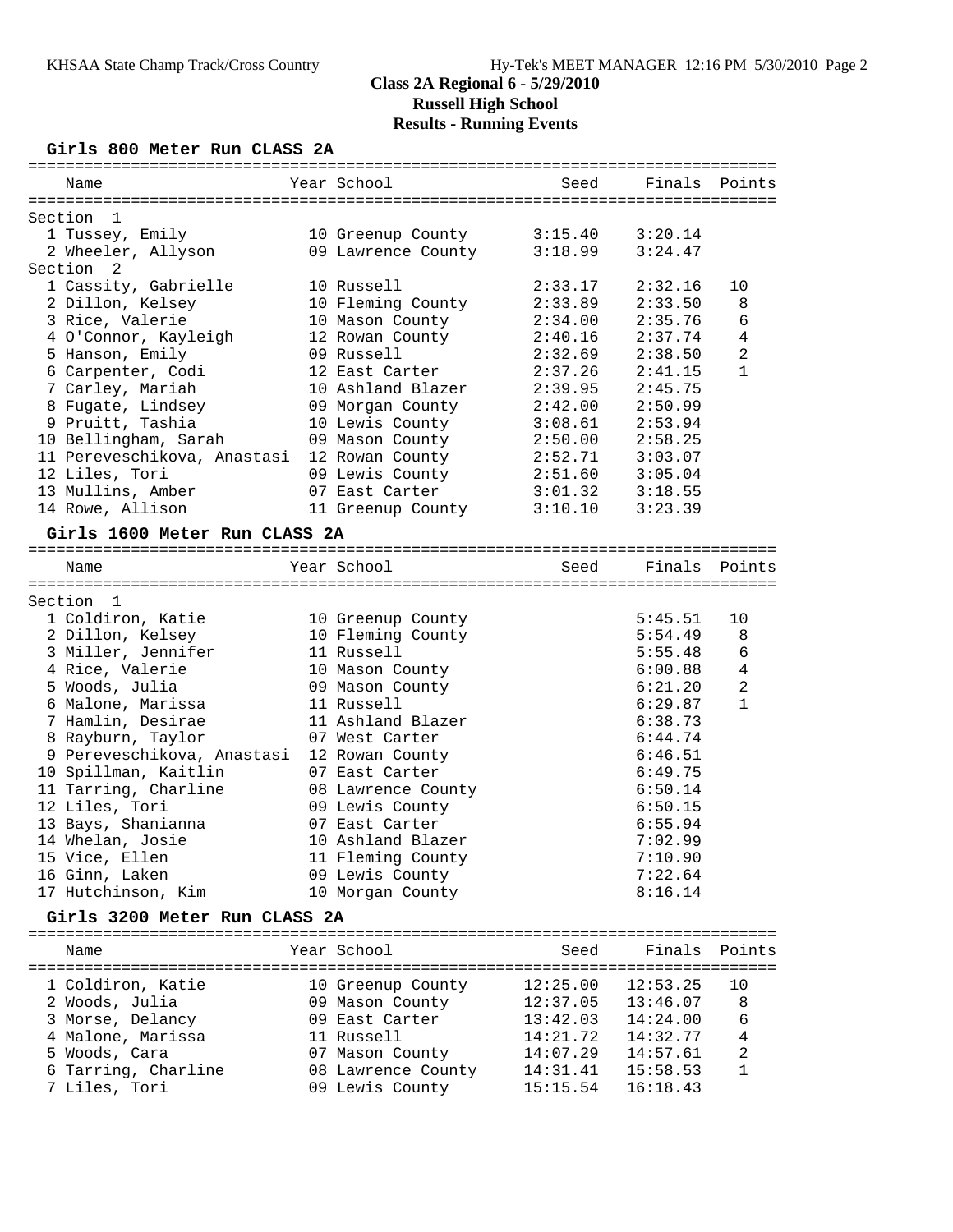# Class 2A Regional 6 - 5/29/2010

## Russell High School

## Results - Running Events

### Girls 800 Meter Run CLASS 2A

| | Name | Year | School | Seed | Finals | Points |
|---|---|---|---|---|---|---|
| **Section 1** | | | | | | |
| 1 | Tussey, Emily | 10 | Greenup County | 3:15.40 | 3:20.14 | |
| 2 | Wheeler, Allyson | 09 | Lawrence County | 3:18.99 | 3:24.47 | |
| **Section 2** | | | | | | |
| 1 | Cassity, Gabrielle | 10 | Russell | 2:33.17 | 2:32.16 | 10 |
| 2 | Dillon, Kelsey | 10 | Fleming County | 2:33.89 | 2:33.50 | 8 |
| 3 | Rice, Valerie | 10 | Mason County | 2:34.00 | 2:35.76 | 6 |
| 4 | O'Connor, Kayleigh | 12 | Rowan County | 2:40.16 | 2:37.74 | 4 |
| 5 | Hanson, Emily | 09 | Russell | 2:32.69 | 2:38.50 | 2 |
| 6 | Carpenter, Codi | 12 | East Carter | 2:37.26 | 2:41.15 | 1 |
| 7 | Carley, Mariah | 10 | Ashland Blazer | 2:39.95 | 2:45.75 | |
| 8 | Fugate, Lindsey | 09 | Morgan County | 2:42.00 | 2:50.99 | |
| 9 | Pruitt, Tashia | 10 | Lewis County | 3:08.61 | 2:53.94 | |
| 10 | Bellingham, Sarah | 09 | Mason County | 2:50.00 | 2:58.25 | |
| 11 | Pereveschikova, Anastasi | 12 | Rowan County | 2:52.71 | 3:03.07 | |
| 12 | Liles, Tori | 09 | Lewis County | 2:51.60 | 3:05.04 | |
| 13 | Mullins, Amber | 07 | East Carter | 3:01.32 | 3:18.55 | |
| 14 | Rowe, Allison | 11 | Greenup County | 3:10.10 | 3:23.39 | |

### Girls 1600 Meter Run CLASS 2A

| | Name | Year | School | Seed | Finals | Points |
|---|---|---|---|---|---|---|
| **Section 1** | | | | | | |
| 1 | Coldiron, Katie | 10 | Greenup County | | 5:45.51 | 10 |
| 2 | Dillon, Kelsey | 10 | Fleming County | | 5:54.49 | 8 |
| 3 | Miller, Jennifer | 11 | Russell | | 5:55.48 | 6 |
| 4 | Rice, Valerie | 10 | Mason County | | 6:00.88 | 4 |
| 5 | Woods, Julia | 09 | Mason County | | 6:21.20 | 2 |
| 6 | Malone, Marissa | 11 | Russell | | 6:29.87 | 1 |
| 7 | Hamlin, Desirae | 11 | Ashland Blazer | | 6:38.73 | |
| 8 | Rayburn, Taylor | 07 | West Carter | | 6:44.74 | |
| 9 | Pereveschikova, Anastasi | 12 | Rowan County | | 6:46.51 | |
| 10 | Spillman, Kaitlin | 07 | East Carter | | 6:49.75 | |
| 11 | Tarring, Charline | 08 | Lawrence County | | 6:50.14 | |
| 12 | Liles, Tori | 09 | Lewis County | | 6:50.15 | |
| 13 | Bays, Shanianna | 07 | East Carter | | 6:55.94 | |
| 14 | Whelan, Josie | 10 | Ashland Blazer | | 7:02.99 | |
| 15 | Vice, Ellen | 11 | Fleming County | | 7:10.90 | |
| 16 | Ginn, Laken | 09 | Lewis County | | 7:22.64 | |
| 17 | Hutchinson, Kim | 10 | Morgan County | | 8:16.14 | |

### Girls 3200 Meter Run CLASS 2A

| | Name | Year | School | Seed | Finals | Points |
|---|---|---|---|---|---|---|
| 1 | Coldiron, Katie | 10 | Greenup County | 12:25.00 | 12:53.25 | 10 |
| 2 | Woods, Julia | 09 | Mason County | 12:37.05 | 13:46.07 | 8 |
| 3 | Morse, Delancy | 09 | East Carter | 13:42.03 | 14:24.00 | 6 |
| 4 | Malone, Marissa | 11 | Russell | 14:21.72 | 14:32.77 | 4 |
| 5 | Woods, Cara | 07 | Mason County | 14:07.29 | 14:57.61 | 2 |
| 6 | Tarring, Charline | 08 | Lawrence County | 14:31.41 | 15:58.53 | 1 |
| 7 | Liles, Tori | 09 | Lewis County | 15:15.54 | 16:18.43 | |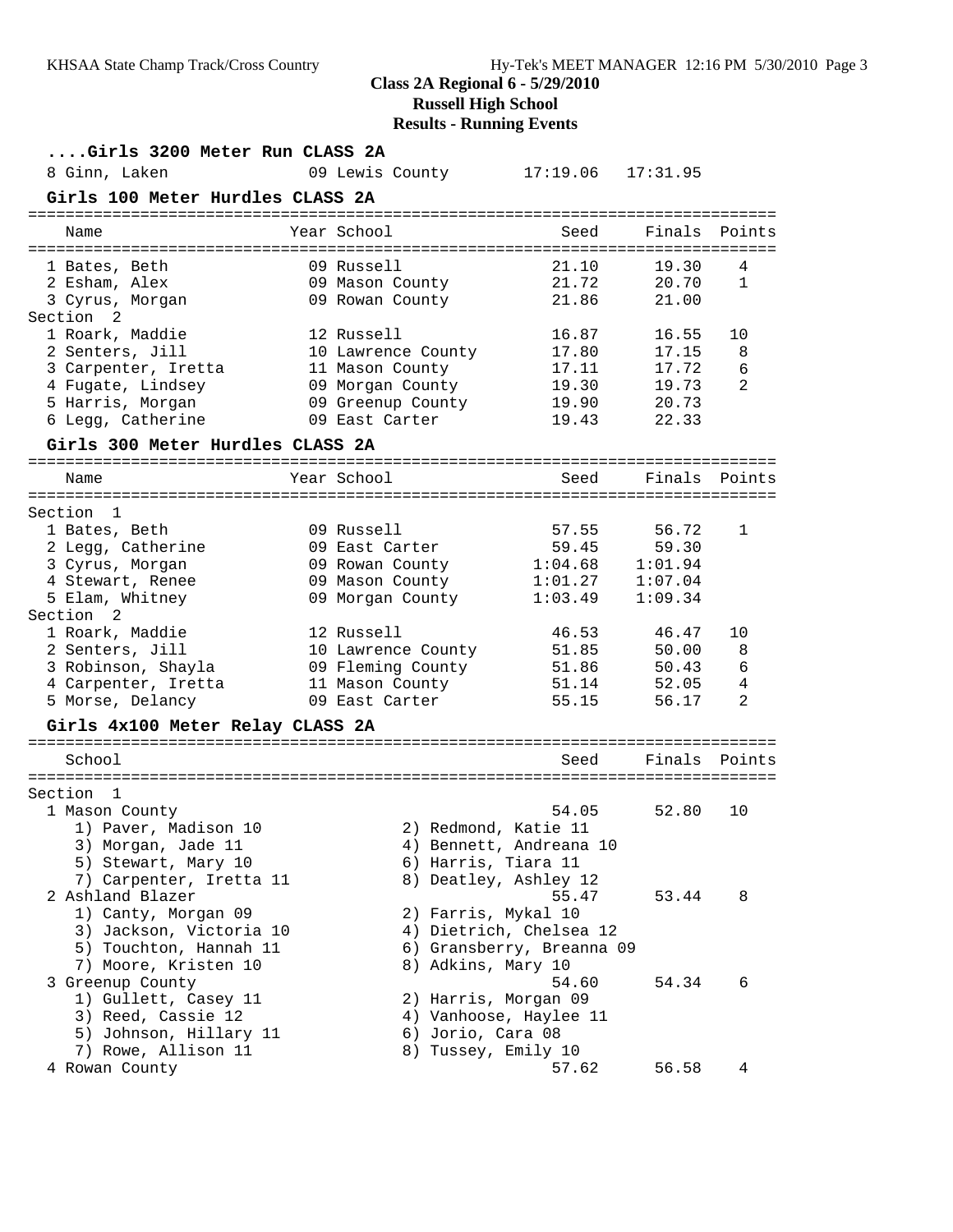**Class 2A Regional 6 - 5/29/2010**
**Russell High School**
**Results - Running Events**

### ....Girls 3200 Meter Run CLASS 2A

| Name | Year | School | Seed | Finals | Points |
|---|---|---|---|---|---|
| 8 Ginn, Laken | 09 | Lewis County | 17:19.06 | 17:31.95 | |

### Girls 100 Meter Hurdles CLASS 2A

| Name | Year | School | Seed | Finals | Points |
|---|---|---|---|---|---|
| 1 Bates, Beth | 09 | Russell | 21.10 | 19.30 | 4 |
| 2 Esham, Alex | 09 | Mason County | 21.72 | 20.70 | 1 |
| 3 Cyrus, Morgan | 09 | Rowan County | 21.86 | 21.00 | |
| **Section 2** | | | | | |
| 1 Roark, Maddie | 12 | Russell | 16.87 | 16.55 | 10 |
| 2 Senters, Jill | 10 | Lawrence County | 17.80 | 17.15 | 8 |
| 3 Carpenter, Iretta | 11 | Mason County | 17.11 | 17.72 | 6 |
| 4 Fugate, Lindsey | 09 | Morgan County | 19.30 | 19.73 | 2 |
| 5 Harris, Morgan | 09 | Greenup County | 19.90 | 20.73 | |
| 6 Legg, Catherine | 09 | East Carter | 19.43 | 22.33 | |

### Girls 300 Meter Hurdles CLASS 2A

| Name | Year | School | Seed | Finals | Points |
|---|---|---|---|---|---|
| **Section 1** | | | | | |
| 1 Bates, Beth | 09 | Russell | 57.55 | 56.72 | 1 |
| 2 Legg, Catherine | 09 | East Carter | 59.45 | 59.30 | |
| 3 Cyrus, Morgan | 09 | Rowan County | 1:04.68 | 1:01.94 | |
| 4 Stewart, Renee | 09 | Mason County | 1:01.27 | 1:07.04 | |
| 5 Elam, Whitney | 09 | Morgan County | 1:03.49 | 1:09.34 | |
| **Section 2** | | | | | |
| 1 Roark, Maddie | 12 | Russell | 46.53 | 46.47 | 10 |
| 2 Senters, Jill | 10 | Lawrence County | 51.85 | 50.00 | 8 |
| 3 Robinson, Shayla | 09 | Fleming County | 51.86 | 50.43 | 6 |
| 4 Carpenter, Iretta | 11 | Mason County | 51.14 | 52.05 | 4 |
| 5 Morse, Delancy | 09 | East Carter | 55.15 | 56.17 | 2 |

### Girls 4x100 Meter Relay CLASS 2A

| School | Seed | Finals | Points |
|---|---|---|---|
| **Section 1** | | | |
| 1 Mason County | 54.05 | 52.80 | 10 |
| 1) Paver, Madison 10; 2) Redmond, Katie 11; 3) Morgan, Jade 11; 4) Bennett, Andreana 10; 5) Stewart, Mary 10; 6) Harris, Tiara 11; 7) Carpenter, Iretta 11; 8) Deatley, Ashley 12 | | | |
| 2 Ashland Blazer | 55.47 | 53.44 | 8 |
| 1) Canty, Morgan 09; 2) Farris, Mykal 10; 3) Jackson, Victoria 10; 4) Dietrich, Chelsea 12; 5) Touchton, Hannah 11; 6) Gransberry, Breanna 09; 7) Moore, Kristen 10; 8) Adkins, Mary 10 | | | |
| 3 Greenup County | 54.60 | 54.34 | 6 |
| 1) Gullett, Casey 11; 2) Harris, Morgan 09; 3) Reed, Cassie 12; 4) Vanhoose, Haylee 11; 5) Johnson, Hillary 11; 6) Jorio, Cara 08; 7) Rowe, Allison 11; 8) Tussey, Emily 10 | | | |
| 4 Rowan County | 57.62 | 56.58 | 4 |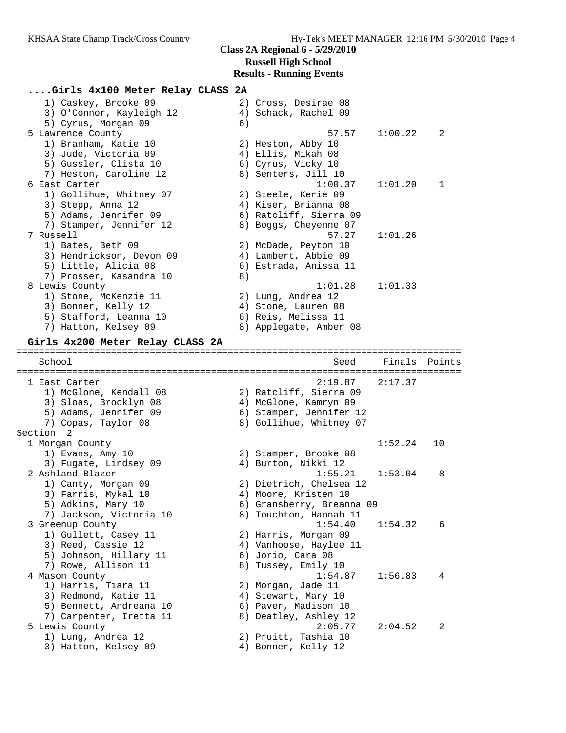**Class 2A Regional 6 - 5/29/2010**
**Russell High School**
**Results - Running Events**

### ....Girls 4x100 Meter Relay CLASS 2A

```
    1) Caskey, Brooke 09                2) Cross, Desirae 08
    3) O'Connor, Kayleigh 12            4) Schack, Rachel 09
    5) Cyrus, Morgan 09                 6)
  5 Lawrence County                               57.57    1:00.22    2
    1) Branham, Katie 10                2) Heston, Abby 10
    3) Jude, Victoria 09                4) Ellis, Mikah 08
    5) Gussler, Clista 10               6) Cyrus, Vicky 10
    7) Heston, Caroline 12              8) Senters, Jill 10
  6 East Carter                                 1:00.37    1:01.20    1
    1) Gollihue, Whitney 07             2) Steele, Kerie 09
    3) Stepp, Anna 12                   4) Kiser, Brianna 08
    5) Adams, Jennifer 09               6) Ratcliff, Sierra 09
    7) Stamper, Jennifer 12             8) Boggs, Cheyenne 07
  7 Russell                                       57.27    1:01.26
    1) Bates, Beth 09                   2) McDade, Peyton 10
    3) Hendrickson, Devon 09            4) Lambert, Abbie 09
    5) Little, Alicia 08                6) Estrada, Anissa 11
    7) Prosser, Kasandra 10             8)
  8 Lewis County                                1:01.28    1:01.33
    1) Stone, McKenzie 11               2) Lung, Andrea 12
    3) Bonner, Kelly 12                 4) Stone, Lauren 08
    5) Stafford, Leanna 10              6) Reis, Melissa 11
    7) Hatton, Kelsey 09                8) Applegate, Amber 08
```

### Girls 4x200 Meter Relay CLASS 2A

```
================================================================================
    School                                          Seed     Finals  Points
================================================================================
  1 East Carter                                 2:19.87    2:17.37
    1) McGlone, Kendall 08              2) Ratcliff, Sierra 09
    3) Sloas, Brooklyn 08               4) McGlone, Kamryn 09
    5) Adams, Jennifer 09               6) Stamper, Jennifer 12
    7) Copas, Taylor 08                 8) Gollihue, Whitney 07
Section  2
  1 Morgan County                                          1:52.24   10
    1) Evans, Amy 10                    2) Stamper, Brooke 08
    3) Fugate, Lindsey 09               4) Burton, Nikki 12
  2 Ashland Blazer                              1:55.21    1:53.04    8
    1) Canty, Morgan 09                 2) Dietrich, Chelsea 12
    3) Farris, Mykal 10                 4) Moore, Kristen 10
    5) Adkins, Mary 10                  6) Gransberry, Breanna 09
    7) Jackson, Victoria 10             8) Touchton, Hannah 11
  3 Greenup County                              1:54.40    1:54.32    6
    1) Gullett, Casey 11                2) Harris, Morgan 09
    3) Reed, Cassie 12                  4) Vanhoose, Haylee 11
    5) Johnson, Hillary 11              6) Jorio, Cara 08
    7) Rowe, Allison 11                 8) Tussey, Emily 10
  4 Mason County                                1:54.87    1:56.83    4
    1) Harris, Tiara 11                 2) Morgan, Jade 11
    3) Redmond, Katie 11                4) Stewart, Mary 10
    5) Bennett, Andreana 10             6) Paver, Madison 10
    7) Carpenter, Iretta 11             8) Deatley, Ashley 12
  5 Lewis County                                2:05.77    2:04.52    2
    1) Lung, Andrea 12                  2) Pruitt, Tashia 10
    3) Hatton, Kelsey 09                4) Bonner, Kelly 12
```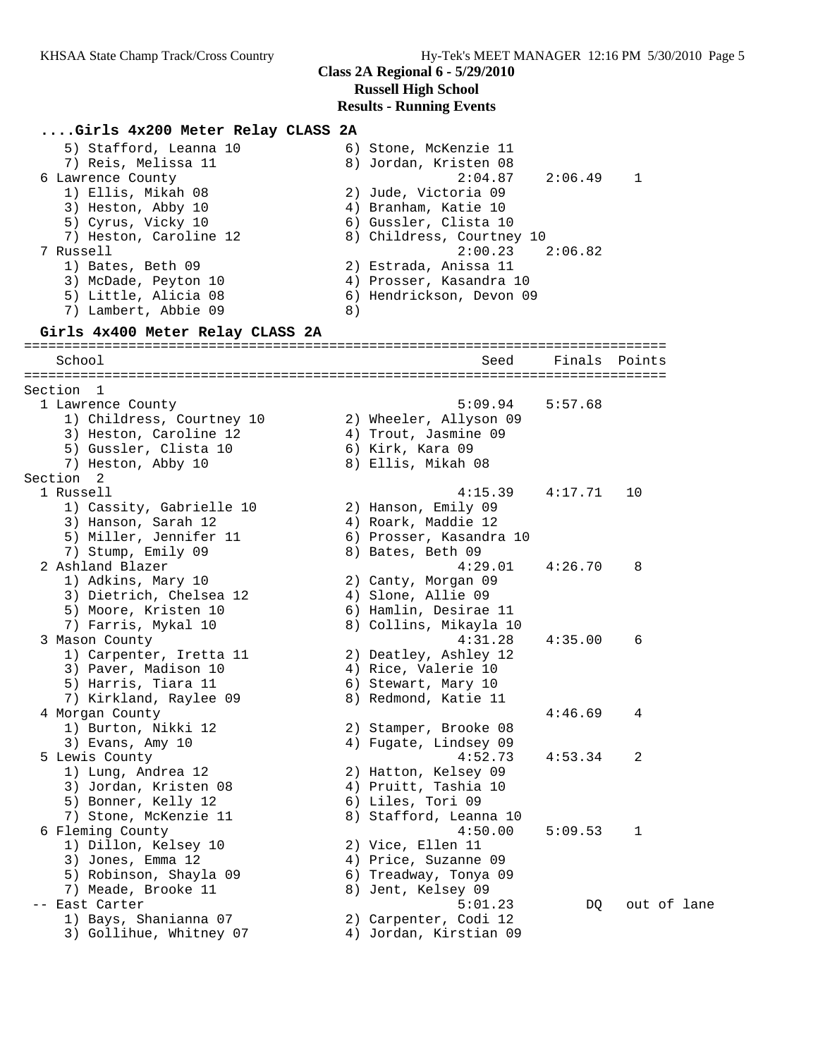**Class 2A Regional 6 - 5/29/2010**
**Russell High School**
**Results - Running Events**

### ....Girls 4x200 Meter Relay CLASS 2A

```
    5) Stafford, Leanna 10             6) Stone, McKenzie 11
    7) Reis, Melissa 11                8) Jordan, Kristen 08
  6 Lawrence County                             2:04.87    2:06.49    1
    1) Ellis, Mikah 08                 2) Jude, Victoria 09
    3) Heston, Abby 10                 4) Branham, Katie 10
    5) Cyrus, Vicky 10                 6) Gussler, Clista 10
    7) Heston, Caroline 12             8) Childress, Courtney 10
  7 Russell                                     2:00.23    2:06.82
    1) Bates, Beth 09                  2) Estrada, Anissa 11
    3) McDade, Peyton 10               4) Prosser, Kasandra 10
    5) Little, Alicia 08               6) Hendrickson, Devon 09
    7) Lambert, Abbie 09               8)
```

### Girls 4x400 Meter Relay CLASS 2A

```
================================================================================
    School                                        Seed     Finals  Points
================================================================================
Section  1
  1 Lawrence County                             5:09.94    5:57.68
    1) Childress, Courtney 10          2) Wheeler, Allyson 09
    3) Heston, Caroline 12             4) Trout, Jasmine 09
    5) Gussler, Clista 10              6) Kirk, Kara 09
    7) Heston, Abby 10                 8) Ellis, Mikah 08
Section  2
  1 Russell                                     4:15.39    4:17.71   10
    1) Cassity, Gabrielle 10           2) Hanson, Emily 09
    3) Hanson, Sarah 12                4) Roark, Maddie 12
    5) Miller, Jennifer 11             6) Prosser, Kasandra 10
    7) Stump, Emily 09                 8) Bates, Beth 09
  2 Ashland Blazer                              4:29.01    4:26.70    8
    1) Adkins, Mary 10                 2) Canty, Morgan 09
    3) Dietrich, Chelsea 12            4) Slone, Allie 09
    5) Moore, Kristen 10               6) Hamlin, Desirae 11
    7) Farris, Mykal 10                8) Collins, Mikayla 10
  3 Mason County                                4:31.28    4:35.00    6
    1) Carpenter, Iretta 11            2) Deatley, Ashley 12
    3) Paver, Madison 10               4) Rice, Valerie 10
    5) Harris, Tiara 11                6) Stewart, Mary 10
    7) Kirkland, Raylee 09             8) Redmond, Katie 11
  4 Morgan County                                          4:46.69    4
    1) Burton, Nikki 12                2) Stamper, Brooke 08
    3) Evans, Amy 10                   4) Fugate, Lindsey 09
  5 Lewis County                                4:52.73    4:53.34    2
    1) Lung, Andrea 12                 2) Hatton, Kelsey 09
    3) Jordan, Kristen 08              4) Pruitt, Tashia 10
    5) Bonner, Kelly 12                6) Liles, Tori 09
    7) Stone, McKenzie 11              8) Stafford, Leanna 10
  6 Fleming County                              4:50.00    5:09.53    1
    1) Dillon, Kelsey 10               2) Vice, Ellen 11
    3) Jones, Emma 12                  4) Price, Suzanne 09
    5) Robinson, Shayla 09             6) Treadway, Tonya 09
    7) Meade, Brooke 11                8) Jent, Kelsey 09
 -- East Carter                                 5:01.23         DQ   out of lane
    1) Bays, Shanianna 07              2) Carpenter, Codi 12
    3) Gollihue, Whitney 07            4) Jordan, Kirstian 09
```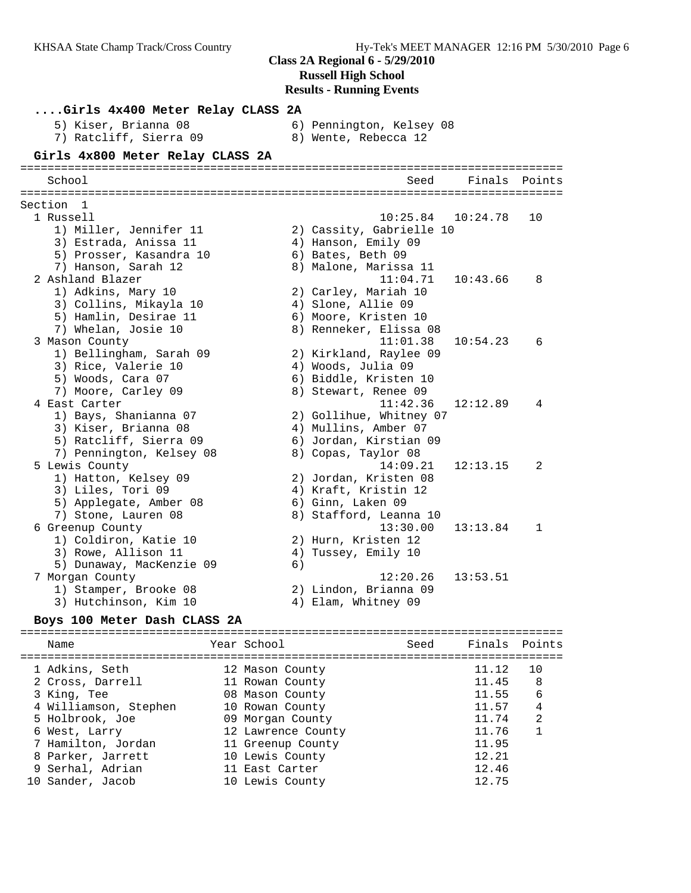**Class 2A Regional 6 - 5/29/2010**
**Russell High School**
**Results - Running Events**

### ....Girls 4x400 Meter Relay CLASS 2A

5) Kiser, Brianna 08 — 6) Pennington, Kelsey 08
7) Ratcliff, Sierra 09 — 8) Wente, Rebecca 12

### Girls 4x800 Meter Relay CLASS 2A

Section 1

| | School | Seed | Finals | Points |
|---|---|---|---|---|
| 1 | Russell | 10:25.84 | 10:24.78 | 10 |
| | 1) Miller, Jennifer 11; 2) Cassity, Gabrielle 10; 3) Estrada, Anissa 11; 4) Hanson, Emily 09; 5) Prosser, Kasandra 10; 6) Bates, Beth 09; 7) Hanson, Sarah 12; 8) Malone, Marissa 11 | | | |
| 2 | Ashland Blazer | 11:04.71 | 10:43.66 | 8 |
| | 1) Adkins, Mary 10; 2) Carley, Mariah 10; 3) Collins, Mikayla 10; 4) Slone, Allie 09; 5) Hamlin, Desirae 11; 6) Moore, Kristen 10; 7) Whelan, Josie 10; 8) Renneker, Elissa 08 | | | |
| 3 | Mason County | 11:01.38 | 10:54.23 | 6 |
| | 1) Bellingham, Sarah 09; 2) Kirkland, Raylee 09; 3) Rice, Valerie 10; 4) Woods, Julia 09; 5) Woods, Cara 07; 6) Biddle, Kristen 10; 7) Moore, Carley 09; 8) Stewart, Renee 09 | | | |
| 4 | East Carter | 11:42.36 | 12:12.89 | 4 |
| | 1) Bays, Shanianna 07; 2) Gollihue, Whitney 07; 3) Kiser, Brianna 08; 4) Mullins, Amber 07; 5) Ratcliff, Sierra 09; 6) Jordan, Kirstian 09; 7) Pennington, Kelsey 08; 8) Copas, Taylor 08 | | | |
| 5 | Lewis County | 14:09.21 | 12:13.15 | 2 |
| | 1) Hatton, Kelsey 09; 2) Jordan, Kristen 08; 3) Liles, Tori 09; 4) Kraft, Kristin 12; 5) Applegate, Amber 08; 6) Ginn, Laken 09; 7) Stone, Lauren 08; 8) Stafford, Leanna 10 | | | |
| 6 | Greenup County | 13:30.00 | 13:13.84 | 1 |
| | 1) Coldiron, Katie 10; 2) Hurn, Kristen 12; 3) Rowe, Allison 11; 4) Tussey, Emily 10; 5) Dunaway, MacKenzie 09; 6) | | | |
| 7 | Morgan County | 12:20.26 | 13:53.51 | |
| | 1) Stamper, Brooke 08; 2) Lindon, Brianna 09; 3) Hutchinson, Kim 10; 4) Elam, Whitney 09 | | | |

### Boys 100 Meter Dash CLASS 2A

| | Name | Year | School | Seed | Finals | Points |
|---|---|---|---|---|---|---|
| 1 | Adkins, Seth | 12 | Mason County | | 11.12 | 10 |
| 2 | Cross, Darrell | 11 | Rowan County | | 11.45 | 8 |
| 3 | King, Tee | 08 | Mason County | | 11.55 | 6 |
| 4 | Williamson, Stephen | 10 | Rowan County | | 11.57 | 4 |
| 5 | Holbrook, Joe | 09 | Morgan County | | 11.74 | 2 |
| 6 | West, Larry | 12 | Lawrence County | | 11.76 | 1 |
| 7 | Hamilton, Jordan | 11 | Greenup County | | 11.95 | |
| 8 | Parker, Jarrett | 10 | Lewis County | | 12.21 | |
| 9 | Serhal, Adrian | 11 | East Carter | | 12.46 | |
| 10 | Sander, Jacob | 10 | Lewis County | | 12.75 | |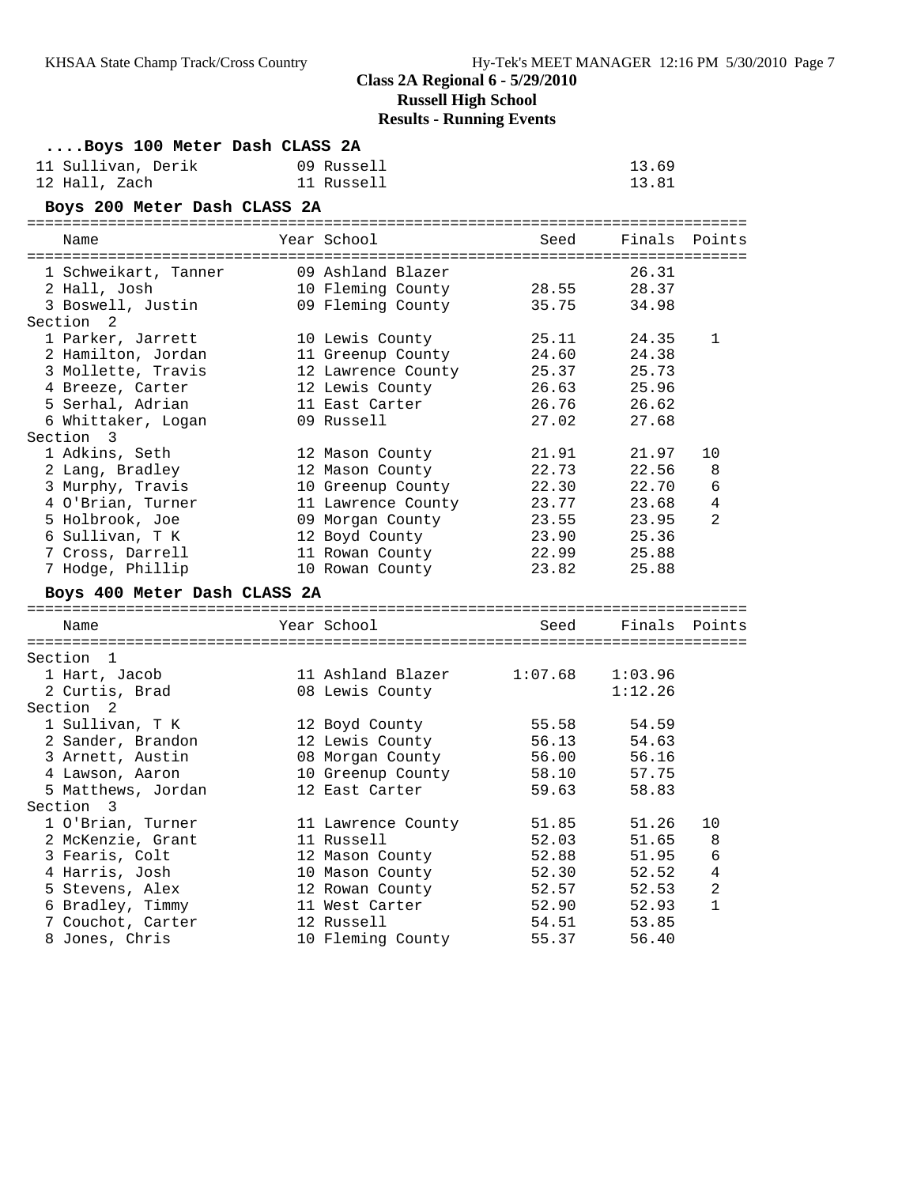## Class 2A Regional 6 - 5/29/2010
## Russell High School
## Results - Running Events

### ....Boys 100 Meter Dash CLASS 2A

| Name | Year | School | Seed | Finals | Points |
|---|---|---|---|---|---|
| 11 Sullivan, Derik | 09 | Russell | | 13.69 | |
| 12 Hall, Zach | 11 | Russell | | 13.81 | |

### Boys 200 Meter Dash CLASS 2A

| Name | Year | School | Seed | Finals | Points |
|---|---|---|---|---|---|
| 1 Schweikart, Tanner | 09 | Ashland Blazer | | 26.31 | |
| 2 Hall, Josh | 10 | Fleming County | 28.55 | 28.37 | |
| 3 Boswell, Justin | 09 | Fleming County | 35.75 | 34.98 | |
| **Section 2** | | | | | |
| 1 Parker, Jarrett | 10 | Lewis County | 25.11 | 24.35 | 1 |
| 2 Hamilton, Jordan | 11 | Greenup County | 24.60 | 24.38 | |
| 3 Mollette, Travis | 12 | Lawrence County | 25.37 | 25.73 | |
| 4 Breeze, Carter | 12 | Lewis County | 26.63 | 25.96 | |
| 5 Serhal, Adrian | 11 | East Carter | 26.76 | 26.62 | |
| 6 Whittaker, Logan | 09 | Russell | 27.02 | 27.68 | |
| **Section 3** | | | | | |
| 1 Adkins, Seth | 12 | Mason County | 21.91 | 21.97 | 10 |
| 2 Lang, Bradley | 12 | Mason County | 22.73 | 22.56 | 8 |
| 3 Murphy, Travis | 10 | Greenup County | 22.30 | 22.70 | 6 |
| 4 O'Brian, Turner | 11 | Lawrence County | 23.77 | 23.68 | 4 |
| 5 Holbrook, Joe | 09 | Morgan County | 23.55 | 23.95 | 2 |
| 6 Sullivan, T K | 12 | Boyd County | 23.90 | 25.36 | |
| 7 Cross, Darrell | 11 | Rowan County | 22.99 | 25.88 | |
| 7 Hodge, Phillip | 10 | Rowan County | 23.82 | 25.88 | |

### Boys 400 Meter Dash CLASS 2A

| Name | Year | School | Seed | Finals | Points |
|---|---|---|---|---|---|
| **Section 1** | | | | | |
| 1 Hart, Jacob | 11 | Ashland Blazer | 1:07.68 | 1:03.96 | |
| 2 Curtis, Brad | 08 | Lewis County | | 1:12.26 | |
| **Section 2** | | | | | |
| 1 Sullivan, T K | 12 | Boyd County | 55.58 | 54.59 | |
| 2 Sander, Brandon | 12 | Lewis County | 56.13 | 54.63 | |
| 3 Arnett, Austin | 08 | Morgan County | 56.00 | 56.16 | |
| 4 Lawson, Aaron | 10 | Greenup County | 58.10 | 57.75 | |
| 5 Matthews, Jordan | 12 | East Carter | 59.63 | 58.83 | |
| **Section 3** | | | | | |
| 1 O'Brian, Turner | 11 | Lawrence County | 51.85 | 51.26 | 10 |
| 2 McKenzie, Grant | 11 | Russell | 52.03 | 51.65 | 8 |
| 3 Fearis, Colt | 12 | Mason County | 52.88 | 51.95 | 6 |
| 4 Harris, Josh | 10 | Mason County | 52.30 | 52.52 | 4 |
| 5 Stevens, Alex | 12 | Rowan County | 52.57 | 52.53 | 2 |
| 6 Bradley, Timmy | 11 | West Carter | 52.90 | 52.93 | 1 |
| 7 Couchot, Carter | 12 | Russell | 54.51 | 53.85 | |
| 8 Jones, Chris | 10 | Fleming County | 55.37 | 56.40 | |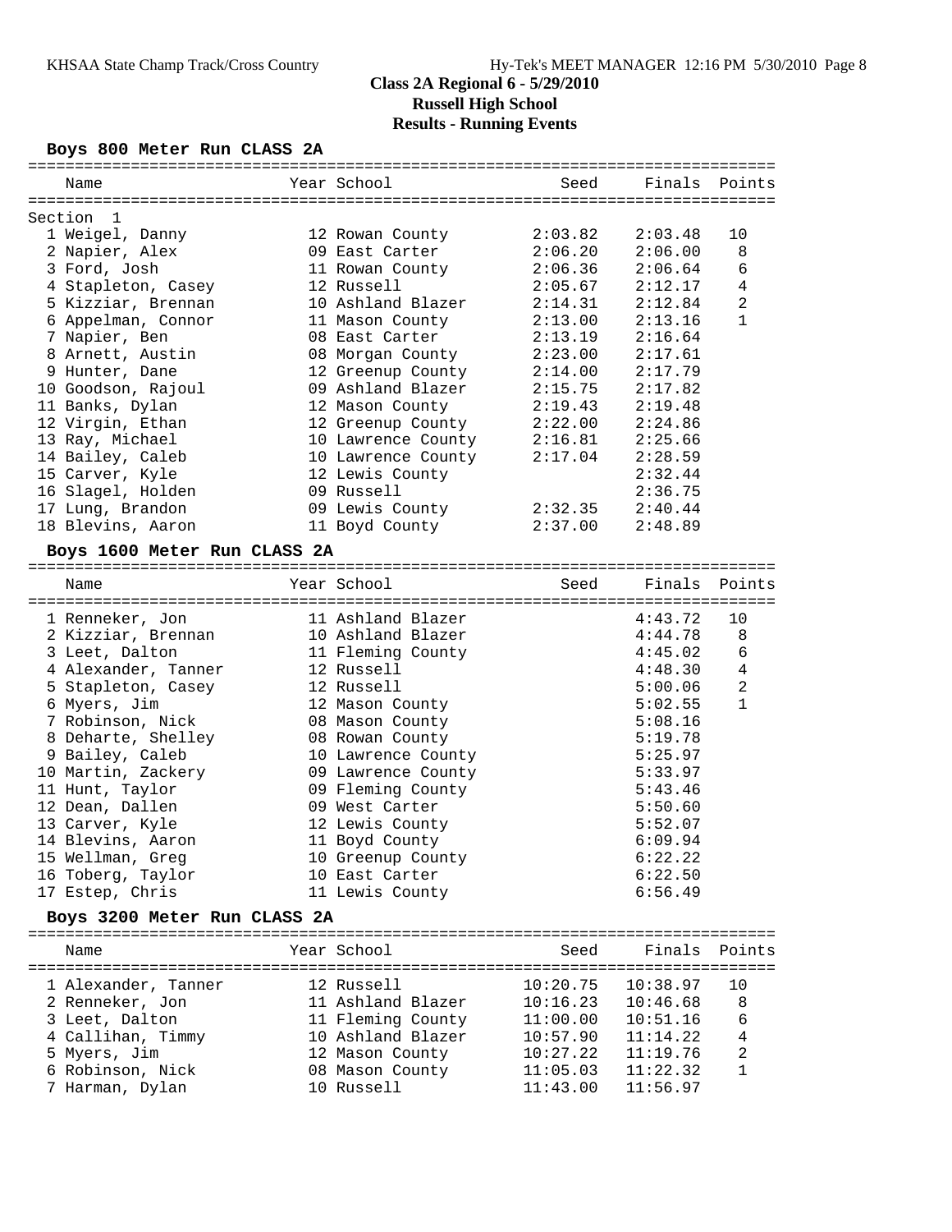## Class 2A Regional 6 - 5/29/2010
## Russell High School
## Results - Running Events

### Boys 800 Meter Run CLASS 2A

Section 1

| Name | Year | School | Seed | Finals | Points |
|---|---|---|---|---|---|
| 1 Weigel, Danny | 12 | Rowan County | 2:03.82 | 2:03.48 | 10 |
| 2 Napier, Alex | 09 | East Carter | 2:06.20 | 2:06.00 | 8 |
| 3 Ford, Josh | 11 | Rowan County | 2:06.36 | 2:06.64 | 6 |
| 4 Stapleton, Casey | 12 | Russell | 2:05.67 | 2:12.17 | 4 |
| 5 Kizziar, Brennan | 10 | Ashland Blazer | 2:14.31 | 2:12.84 | 2 |
| 6 Appelman, Connor | 11 | Mason County | 2:13.00 | 2:13.16 | 1 |
| 7 Napier, Ben | 08 | East Carter | 2:13.19 | 2:16.64 | |
| 8 Arnett, Austin | 08 | Morgan County | 2:23.00 | 2:17.61 | |
| 9 Hunter, Dane | 12 | Greenup County | 2:14.00 | 2:17.79 | |
| 10 Goodson, Rajoul | 09 | Ashland Blazer | 2:15.75 | 2:17.82 | |
| 11 Banks, Dylan | 12 | Mason County | 2:19.43 | 2:19.48 | |
| 12 Virgin, Ethan | 12 | Greenup County | 2:22.00 | 2:24.86 | |
| 13 Ray, Michael | 10 | Lawrence County | 2:16.81 | 2:25.66 | |
| 14 Bailey, Caleb | 10 | Lawrence County | 2:17.04 | 2:28.59 | |
| 15 Carver, Kyle | 12 | Lewis County | | 2:32.44 | |
| 16 Slagel, Holden | 09 | Russell | | 2:36.75 | |
| 17 Lung, Brandon | 09 | Lewis County | 2:32.35 | 2:40.44 | |
| 18 Blevins, Aaron | 11 | Boyd County | 2:37.00 | 2:48.89 | |

### Boys 1600 Meter Run CLASS 2A

| Name | Year | School | Seed | Finals | Points |
|---|---|---|---|---|---|
| 1 Renneker, Jon | 11 | Ashland Blazer | | 4:43.72 | 10 |
| 2 Kizziar, Brennan | 10 | Ashland Blazer | | 4:44.78 | 8 |
| 3 Leet, Dalton | 11 | Fleming County | | 4:45.02 | 6 |
| 4 Alexander, Tanner | 12 | Russell | | 4:48.30 | 4 |
| 5 Stapleton, Casey | 12 | Russell | | 5:00.06 | 2 |
| 6 Myers, Jim | 12 | Mason County | | 5:02.55 | 1 |
| 7 Robinson, Nick | 08 | Mason County | | 5:08.16 | |
| 8 Deharte, Shelley | 08 | Rowan County | | 5:19.78 | |
| 9 Bailey, Caleb | 10 | Lawrence County | | 5:25.97 | |
| 10 Martin, Zackery | 09 | Lawrence County | | 5:33.97 | |
| 11 Hunt, Taylor | 09 | Fleming County | | 5:43.46 | |
| 12 Dean, Dallen | 09 | West Carter | | 5:50.60 | |
| 13 Carver, Kyle | 12 | Lewis County | | 5:52.07 | |
| 14 Blevins, Aaron | 11 | Boyd County | | 6:09.94 | |
| 15 Wellman, Greg | 10 | Greenup County | | 6:22.22 | |
| 16 Toberg, Taylor | 10 | East Carter | | 6:22.50 | |
| 17 Estep, Chris | 11 | Lewis County | | 6:56.49 | |

### Boys 3200 Meter Run CLASS 2A

| Name | Year | School | Seed | Finals | Points |
|---|---|---|---|---|---|
| 1 Alexander, Tanner | 12 | Russell | 10:20.75 | 10:38.97 | 10 |
| 2 Renneker, Jon | 11 | Ashland Blazer | 10:16.23 | 10:46.68 | 8 |
| 3 Leet, Dalton | 11 | Fleming County | 11:00.00 | 10:51.16 | 6 |
| 4 Callihan, Timmy | 10 | Ashland Blazer | 10:57.90 | 11:14.22 | 4 |
| 5 Myers, Jim | 12 | Mason County | 10:27.22 | 11:19.76 | 2 |
| 6 Robinson, Nick | 08 | Mason County | 11:05.03 | 11:22.32 | 1 |
| 7 Harman, Dylan | 10 | Russell | 11:43.00 | 11:56.97 | |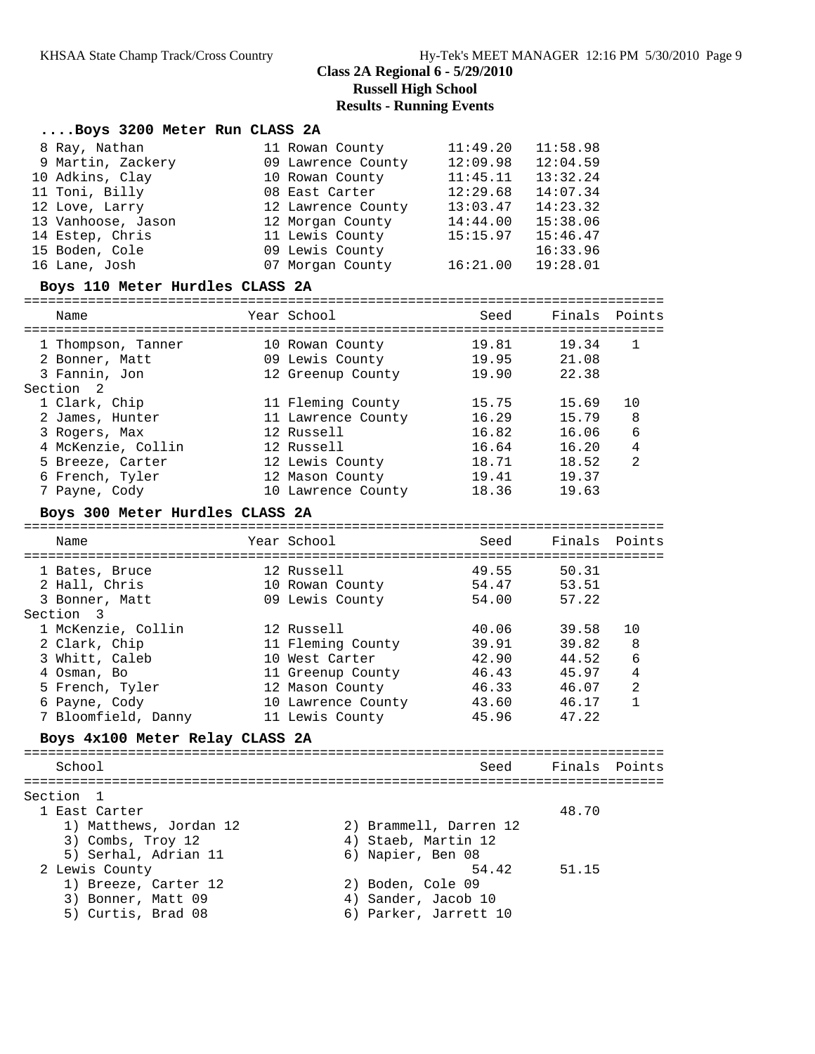**Class 2A Regional 6 - 5/29/2010**
**Russell High School**
**Results - Running Events**

## ....Boys 3200 Meter Run CLASS 2A

| Place | Name | Year | School | Seed | Finals | Points |
|---|---|---|---|---|---|---|
| 8 | Ray, Nathan | 11 | Rowan County | 11:49.20 | 11:58.98 | |
| 9 | Martin, Zackery | 09 | Lawrence County | 12:09.98 | 12:04.59 | |
| 10 | Adkins, Clay | 10 | Rowan County | 11:45.11 | 13:32.24 | |
| 11 | Toni, Billy | 08 | East Carter | 12:29.68 | 14:07.34 | |
| 12 | Love, Larry | 12 | Lawrence County | 13:03.47 | 14:23.32 | |
| 13 | Vanhoose, Jason | 12 | Morgan County | 14:44.00 | 15:38.06 | |
| 14 | Estep, Chris | 11 | Lewis County | 15:15.97 | 15:46.47 | |
| 15 | Boden, Cole | 09 | Lewis County | | 16:33.96 | |
| 16 | Lane, Josh | 07 | Morgan County | 16:21.00 | 19:28.01 | |

## Boys 110 Meter Hurdles CLASS 2A

| Place | Name | Year | School | Seed | Finals | Points |
|---|---|---|---|---|---|---|
| 1 | Thompson, Tanner | 10 | Rowan County | 19.81 | 19.34 | 1 |
| 2 | Bonner, Matt | 09 | Lewis County | 19.95 | 21.08 | |
| 3 | Fannin, Jon | 12 | Greenup County | 19.90 | 22.38 | |
| **Section 2** | | | | | | |
| 1 | Clark, Chip | 11 | Fleming County | 15.75 | 15.69 | 10 |
| 2 | James, Hunter | 11 | Lawrence County | 16.29 | 15.79 | 8 |
| 3 | Rogers, Max | 12 | Russell | 16.82 | 16.06 | 6 |
| 4 | McKenzie, Collin | 12 | Russell | 16.64 | 16.20 | 4 |
| 5 | Breeze, Carter | 12 | Lewis County | 18.71 | 18.52 | 2 |
| 6 | French, Tyler | 12 | Mason County | 19.41 | 19.37 | |
| 7 | Payne, Cody | 10 | Lawrence County | 18.36 | 19.63 | |

## Boys 300 Meter Hurdles CLASS 2A

| Place | Name | Year | School | Seed | Finals | Points |
|---|---|---|---|---|---|---|
| 1 | Bates, Bruce | 12 | Russell | 49.55 | 50.31 | |
| 2 | Hall, Chris | 10 | Rowan County | 54.47 | 53.51 | |
| 3 | Bonner, Matt | 09 | Lewis County | 54.00 | 57.22 | |
| **Section 3** | | | | | | |
| 1 | McKenzie, Collin | 12 | Russell | 40.06 | 39.58 | 10 |
| 2 | Clark, Chip | 11 | Fleming County | 39.91 | 39.82 | 8 |
| 3 | Whitt, Caleb | 10 | West Carter | 42.90 | 44.52 | 6 |
| 4 | Osman, Bo | 11 | Greenup County | 46.43 | 45.97 | 4 |
| 5 | French, Tyler | 12 | Mason County | 46.33 | 46.07 | 2 |
| 6 | Payne, Cody | 10 | Lawrence County | 43.60 | 46.17 | 1 |
| 7 | Bloomfield, Danny | 11 | Lewis County | 45.96 | 47.22 | |

## Boys 4x100 Meter Relay CLASS 2A

| Place | School | Seed | Finals | Points |
|---|---|---|---|---|
| **Section 1** | | | | |
| 1 | East Carter | | 48.70 | |
| | 1) Matthews, Jordan 12; 2) Brammell, Darren 12; 3) Combs, Troy 12; 4) Staeb, Martin 12; 5) Serhal, Adrian 11; 6) Napier, Ben 08 | | | |
| 2 | Lewis County | 54.42 | 51.15 | |
| | 1) Breeze, Carter 12; 2) Boden, Cole 09; 3) Bonner, Matt 09; 4) Sander, Jacob 10; 5) Curtis, Brad 08; 6) Parker, Jarrett 10 | | | |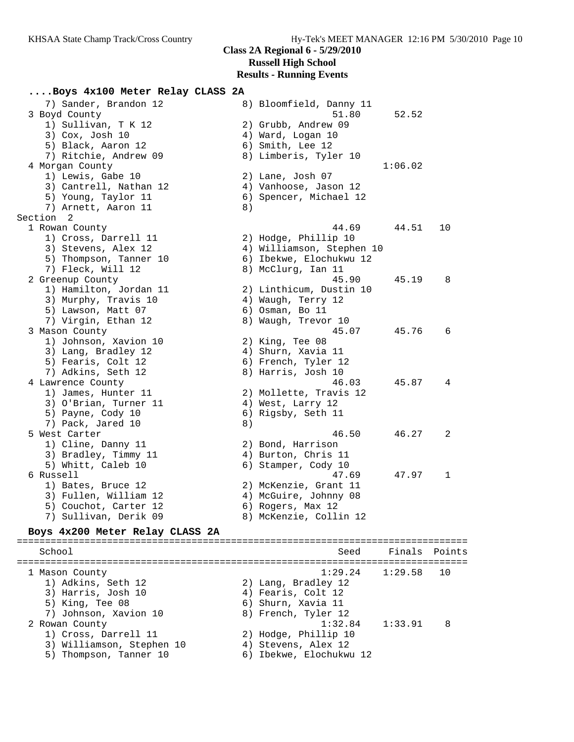**Class 2A Regional 6 - 5/29/2010**
**Russell High School**
**Results - Running Events**

### ....Boys 4x100 Meter Relay CLASS 2A

```
    7) Sander, Brandon 12              8) Bloomfield, Danny 11
  3 Boyd County                                   51.80      52.52
    1) Sullivan, T K 12                2) Grubb, Andrew 09
    3) Cox, Josh 10                    4) Ward, Logan 10
    5) Black, Aaron 12                 6) Smith, Lee 12
    7) Ritchie, Andrew 09              8) Limberis, Tyler 10
  4 Morgan County                                          1:06.02
    1) Lewis, Gabe 10                  2) Lane, Josh 07
    3) Cantrell, Nathan 12             4) Vanhoose, Jason 12
    5) Young, Taylor 11                6) Spencer, Michael 12
    7) Arnett, Aaron 11                8)
Section  2
  1 Rowan County                                  44.69      44.51   10
    1) Cross, Darrell 11               2) Hodge, Phillip 10
    3) Stevens, Alex 12                4) Williamson, Stephen 10
    5) Thompson, Tanner 10             6) Ibekwe, Elochukwu 12
    7) Fleck, Will 12                  8) McClurg, Ian 11
  2 Greenup County                                45.90      45.19    8
    1) Hamilton, Jordan 11             2) Linthicum, Dustin 10
    3) Murphy, Travis 10               4) Waugh, Terry 12
    5) Lawson, Matt 07                 6) Osman, Bo 11
    7) Virgin, Ethan 12                8) Waugh, Trevor 10
  3 Mason County                                  45.07      45.76    6
    1) Johnson, Xavion 10              2) King, Tee 08
    3) Lang, Bradley 12                4) Shurn, Xavia 11
    5) Fearis, Colt 12                 6) French, Tyler 12
    7) Adkins, Seth 12                 8) Harris, Josh 10
  4 Lawrence County                               46.03      45.87    4
    1) James, Hunter 11                2) Mollette, Travis 12
    3) O'Brian, Turner 11              4) West, Larry 12
    5) Payne, Cody 10                  6) Rigsby, Seth 11
    7) Pack, Jared 10                  8)
  5 West Carter                                   46.50      46.27    2
    1) Cline, Danny 11                 2) Bond, Harrison
    3) Bradley, Timmy 11               4) Burton, Chris 11
    5) Whitt, Caleb 10                 6) Stamper, Cody 10
  6 Russell                                       47.69      47.97    1
    1) Bates, Bruce 12                 2) McKenzie, Grant 11
    3) Fullen, William 12              4) McGuire, Johnny 08
    5) Couchot, Carter 12              6) Rogers, Max 12
    7) Sullivan, Derik 09              8) McKenzie, Collin 12
```

### Boys 4x200 Meter Relay CLASS 2A

```
================================================================================
    School                                          Seed     Finals  Points
================================================================================
  1 Mason County                                 1:29.24    1:29.58   10
    1) Adkins, Seth 12                 2) Lang, Bradley 12
    3) Harris, Josh 10                 4) Fearis, Colt 12
    5) King, Tee 08                    6) Shurn, Xavia 11
    7) Johnson, Xavion 10              8) French, Tyler 12
  2 Rowan County                                 1:32.84    1:33.91    8
    1) Cross, Darrell 11               2) Hodge, Phillip 10
    3) Williamson, Stephen 10          4) Stevens, Alex 12
    5) Thompson, Tanner 10             6) Ibekwe, Elochukwu 12
```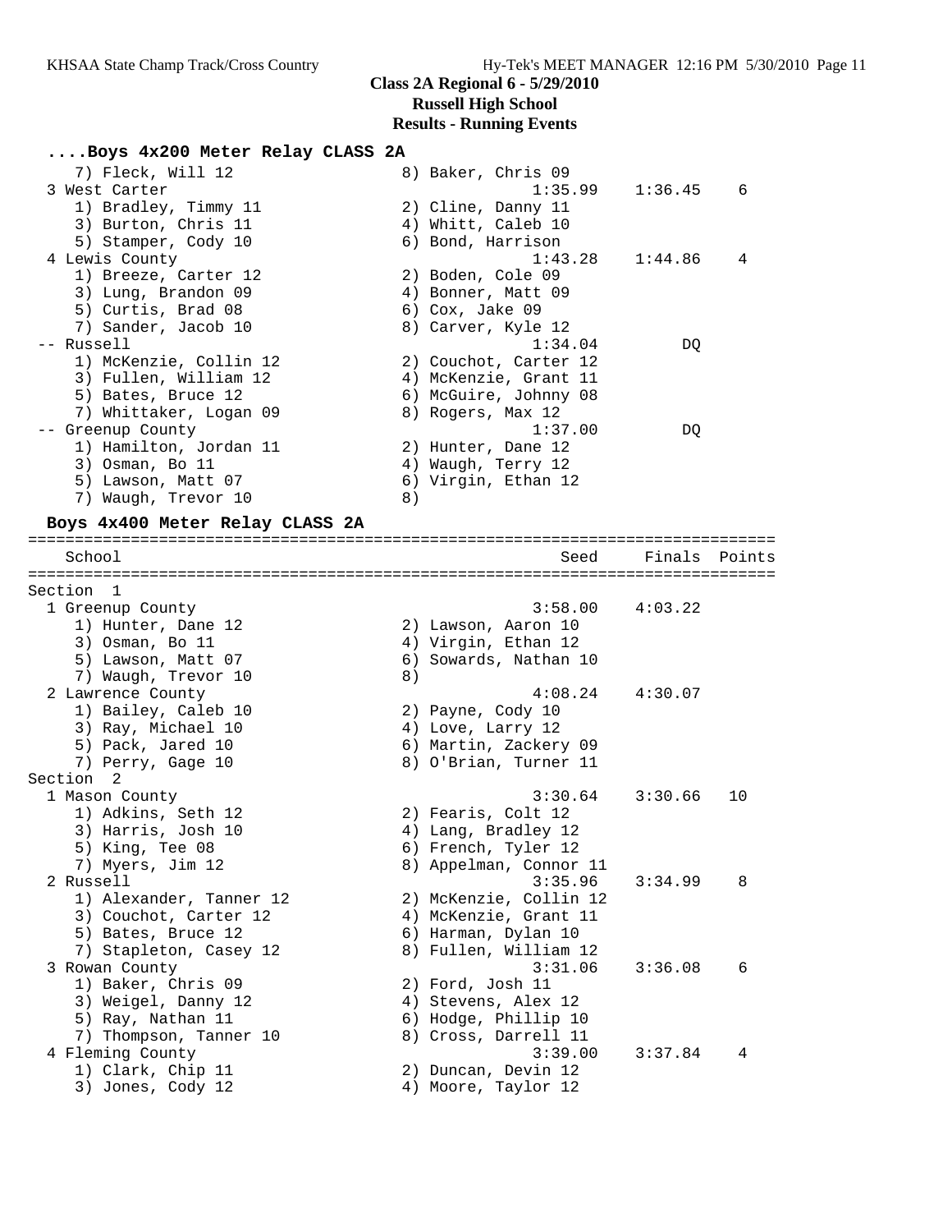**Class 2A Regional 6 - 5/29/2010**
**Russell High School**
**Results - Running Events**

### ....Boys 4x200 Meter Relay CLASS 2A

```
    7) Fleck, Will 12                 8) Baker, Chris 09
  3 West Carter                                1:35.99    1:36.45    6
     1) Bradley, Timmy 11             2) Cline, Danny 11
     3) Burton, Chris 11              4) Whitt, Caleb 10
     5) Stamper, Cody 10              6) Bond, Harrison
  4 Lewis County                               1:43.28    1:44.86    4
     1) Breeze, Carter 12             2) Boden, Cole 09
     3) Lung, Brandon 09              4) Bonner, Matt 09
     5) Curtis, Brad 08               6) Cox, Jake 09
     7) Sander, Jacob 10              8) Carver, Kyle 12
 -- Russell                                    1:34.04         DQ
     1) McKenzie, Collin 12           2) Couchot, Carter 12
     3) Fullen, William 12            4) McKenzie, Grant 11
     5) Bates, Bruce 12               6) McGuire, Johnny 08
     7) Whittaker, Logan 09           8) Rogers, Max 12
 -- Greenup County                             1:37.00         DQ
     1) Hamilton, Jordan 11           2) Hunter, Dane 12
     3) Osman, Bo 11                  4) Waugh, Terry 12
     5) Lawson, Matt 07               6) Virgin, Ethan 12
     7) Waugh, Trevor 10              8)
```

### Boys 4x400 Meter Relay CLASS 2A

```
===============================================================================
   School                                         Seed     Finals  Points
===============================================================================
Section  1
  1 Greenup County                             3:58.00    4:03.22
     1) Hunter, Dane 12               2) Lawson, Aaron 10
     3) Osman, Bo 11                  4) Virgin, Ethan 12
     5) Lawson, Matt 07               6) Sowards, Nathan 10
     7) Waugh, Trevor 10              8)
  2 Lawrence County                            4:08.24    4:30.07
     1) Bailey, Caleb 10              2) Payne, Cody 10
     3) Ray, Michael 10               4) Love, Larry 12
     5) Pack, Jared 10                6) Martin, Zackery 09
     7) Perry, Gage 10                8) O'Brian, Turner 11
Section  2
  1 Mason County                               3:30.64    3:30.66   10
     1) Adkins, Seth 12               2) Fearis, Colt 12
     3) Harris, Josh 10               4) Lang, Bradley 12
     5) King, Tee 08                  6) French, Tyler 12
     7) Myers, Jim 12                 8) Appelman, Connor 11
  2 Russell                                    3:35.96    3:34.99    8
     1) Alexander, Tanner 12          2) McKenzie, Collin 12
     3) Couchot, Carter 12            4) McKenzie, Grant 11
     5) Bates, Bruce 12               6) Harman, Dylan 10
     7) Stapleton, Casey 12           8) Fullen, William 12
  3 Rowan County                               3:31.06    3:36.08    6
     1) Baker, Chris 09               2) Ford, Josh 11
     3) Weigel, Danny 12              4) Stevens, Alex 12
     5) Ray, Nathan 11                6) Hodge, Phillip 10
     7) Thompson, Tanner 10           8) Cross, Darrell 11
  4 Fleming County                             3:39.00    3:37.84    4
     1) Clark, Chip 11                2) Duncan, Devin 12
     3) Jones, Cody 12                4) Moore, Taylor 12
```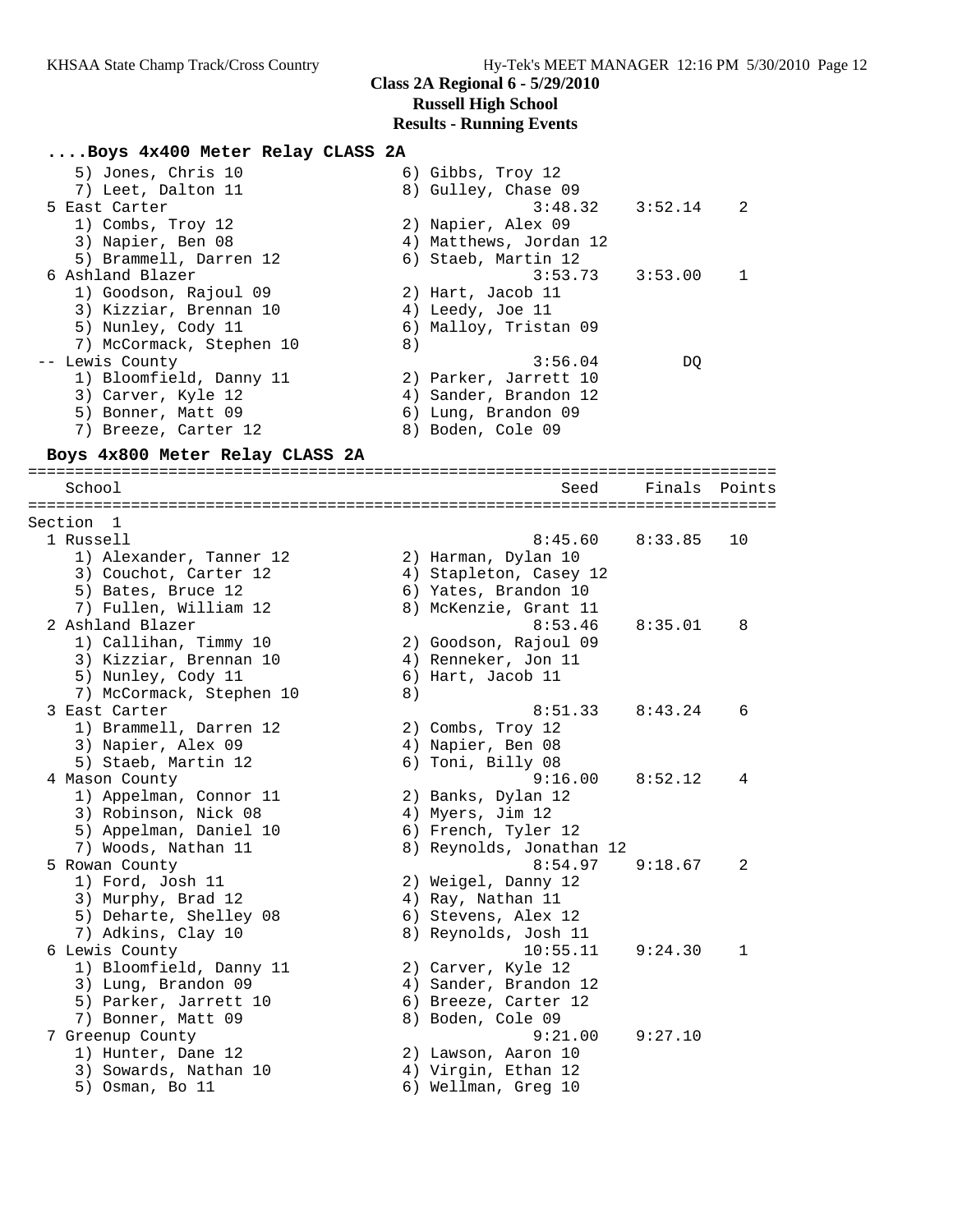**Class 2A Regional 6 - 5/29/2010**
**Russell High School**
**Results - Running Events**

### ....Boys 4x400 Meter Relay CLASS 2A

```
    5) Jones, Chris 10                6) Gibbs, Troy 12
    7) Leet, Dalton 11                8) Gulley, Chase 09
  5 East Carter                              3:48.32    3:52.14    2
    1) Combs, Troy 12                 2) Napier, Alex 09
    3) Napier, Ben 08                 4) Matthews, Jordan 12
    5) Brammell, Darren 12            6) Staeb, Martin 12
  6 Ashland Blazer                           3:53.73    3:53.00    1
    1) Goodson, Rajoul 09             2) Hart, Jacob 11
    3) Kizziar, Brennan 10            4) Leedy, Joe 11
    5) Nunley, Cody 11                6) Malloy, Tristan 09
    7) McCormack, Stephen 10          8)
 -- Lewis County                             3:56.04         DQ
    1) Bloomfield, Danny 11           2) Parker, Jarrett 10
    3) Carver, Kyle 12                4) Sander, Brandon 12
    5) Bonner, Matt 09                6) Lung, Brandon 09
    7) Breeze, Carter 12              8) Boden, Cole 09
```

### Boys 4x800 Meter Relay CLASS 2A

```
================================================================================
    School                                      Seed     Finals  Points
================================================================================
Section  1
  1 Russell                                  8:45.60    8:33.85   10
    1) Alexander, Tanner 12           2) Harman, Dylan 10
    3) Couchot, Carter 12             4) Stapleton, Casey 12
    5) Bates, Bruce 12                6) Yates, Brandon 10
    7) Fullen, William 12             8) McKenzie, Grant 11
  2 Ashland Blazer                           8:53.46    8:35.01    8
    1) Callihan, Timmy 10             2) Goodson, Rajoul 09
    3) Kizziar, Brennan 10            4) Renneker, Jon 11
    5) Nunley, Cody 11                6) Hart, Jacob 11
    7) McCormack, Stephen 10          8)
  3 East Carter                              8:51.33    8:43.24    6
    1) Brammell, Darren 12            2) Combs, Troy 12
    3) Napier, Alex 09                4) Napier, Ben 08
    5) Staeb, Martin 12               6) Toni, Billy 08
  4 Mason County                             9:16.00    8:52.12    4
    1) Appelman, Connor 11            2) Banks, Dylan 12
    3) Robinson, Nick 08              4) Myers, Jim 12
    5) Appelman, Daniel 10            6) French, Tyler 12
    7) Woods, Nathan 11               8) Reynolds, Jonathan 12
  5 Rowan County                             8:54.97    9:18.67    2
    1) Ford, Josh 11                  2) Weigel, Danny 12
    3) Murphy, Brad 12                4) Ray, Nathan 11
    5) Deharte, Shelley 08            6) Stevens, Alex 12
    7) Adkins, Clay 10                8) Reynolds, Josh 11
  6 Lewis County                            10:55.11    9:24.30    1
    1) Bloomfield, Danny 11           2) Carver, Kyle 12
    3) Lung, Brandon 09               4) Sander, Brandon 12
    5) Parker, Jarrett 10             6) Breeze, Carter 12
    7) Bonner, Matt 09                8) Boden, Cole 09
  7 Greenup County                           9:21.00    9:27.10
    1) Hunter, Dane 12                2) Lawson, Aaron 10
    3) Sowards, Nathan 10             4) Virgin, Ethan 12
    5) Osman, Bo 11                   6) Wellman, Greg 10
```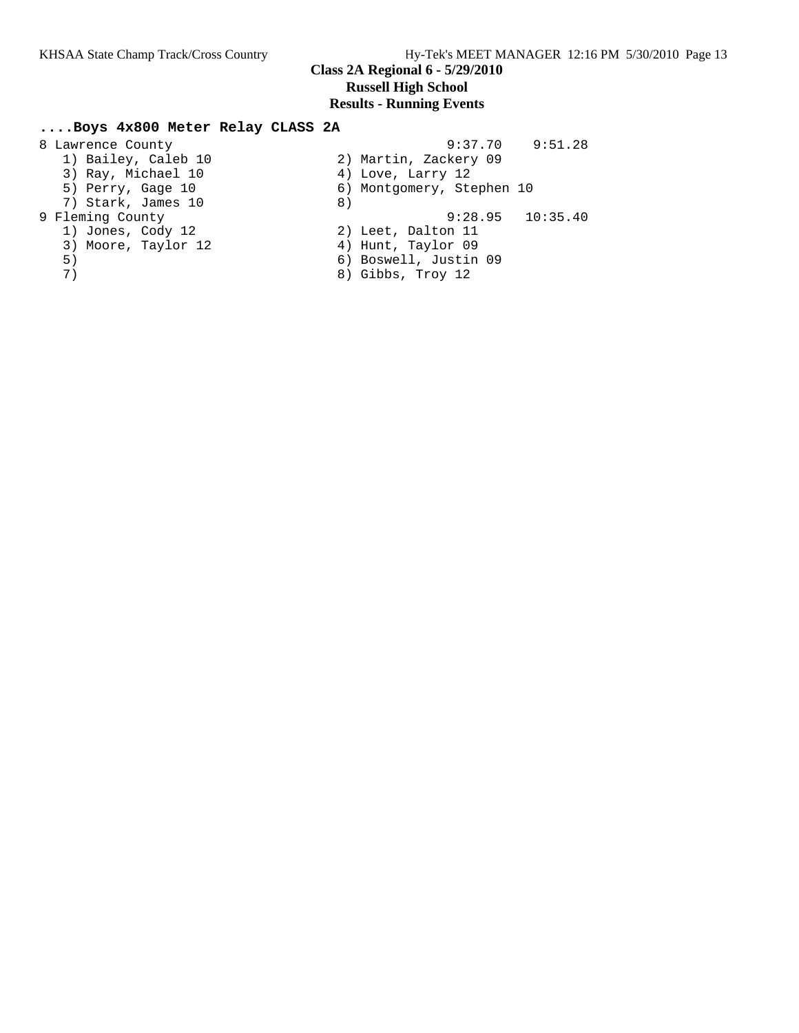**Class 2A Regional 6 - 5/29/2010**

**Russell High School**

**Results - Running Events**

### ....Boys 4x800 Meter Relay CLASS 2A

```
8 Lawrence County                                   9:37.70    9:51.28
   1) Bailey, Caleb 10              2) Martin, Zackery 09
   3) Ray, Michael 10               4) Love, Larry 12
   5) Perry, Gage 10                6) Montgomery, Stephen 10
   7) Stark, James 10               8)
9 Fleming County                                    9:28.95   10:35.40
   1) Jones, Cody 12                2) Leet, Dalton 11
   3) Moore, Taylor 12              4) Hunt, Taylor 09
   5)                               6) Boswell, Justin 09
   7)                               8) Gibbs, Troy 12
```